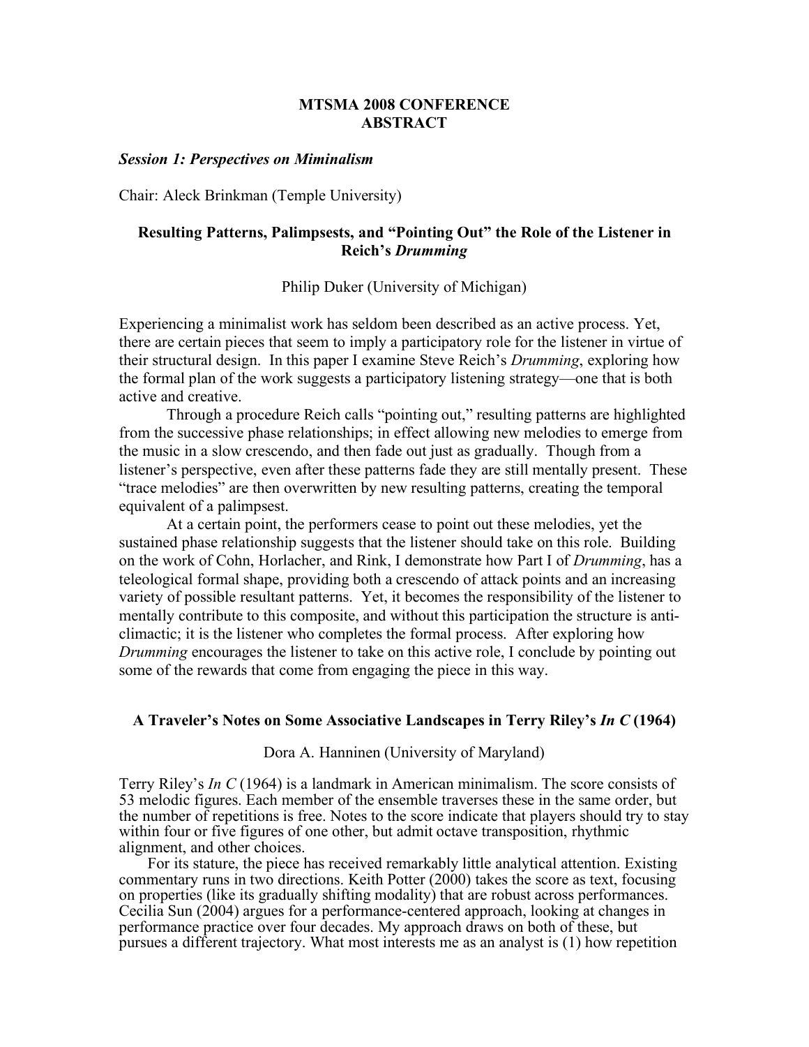# MTSMA 2008 CONFERENCE ABSTRACT

***Session 1: Perspectives on Miminalism***

Chair: Aleck Brinkman (Temple University)

## Resulting Patterns, Palimpsests, and "Pointing Out" the Role of the Listener in Reich's *Drumming*

Philip Duker (University of Michigan)

Experiencing a minimalist work has seldom been described as an active process. Yet, there are certain pieces that seem to imply a participatory role for the listener in virtue of their structural design. In this paper I examine Steve Reich's *Drumming*, exploring how the formal plan of the work suggests a participatory listening strategy—one that is both active and creative.

Through a procedure Reich calls "pointing out," resulting patterns are highlighted from the successive phase relationships; in effect allowing new melodies to emerge from the music in a slow crescendo, and then fade out just as gradually. Though from a listener's perspective, even after these patterns fade they are still mentally present. These "trace melodies" are then overwritten by new resulting patterns, creating the temporal equivalent of a palimpsest.

At a certain point, the performers cease to point out these melodies, yet the sustained phase relationship suggests that the listener should take on this role. Building on the work of Cohn, Horlacher, and Rink, I demonstrate how Part I of *Drumming*, has a teleological formal shape, providing both a crescendo of attack points and an increasing variety of possible resultant patterns. Yet, it becomes the responsibility of the listener to mentally contribute to this composite, and without this participation the structure is anti-climactic; it is the listener who completes the formal process. After exploring how *Drumming* encourages the listener to take on this active role, I conclude by pointing out some of the rewards that come from engaging the piece in this way.

## A Traveler's Notes on Some Associative Landscapes in Terry Riley's *In C* (1964)

Dora A. Hanninen (University of Maryland)

Terry Riley's *In C* (1964) is a landmark in American minimalism. The score consists of 53 melodic figures. Each member of the ensemble traverses these in the same order, but the number of repetitions is free. Notes to the score indicate that players should try to stay within four or five figures of one other, but admit octave transposition, rhythmic alignment, and other choices.

For its stature, the piece has received remarkably little analytical attention. Existing commentary runs in two directions. Keith Potter (2000) takes the score as text, focusing on properties (like its gradually shifting modality) that are robust across performances. Cecilia Sun (2004) argues for a performance-centered approach, looking at changes in performance practice over four decades. My approach draws on both of these, but pursues a different trajectory. What most interests me as an analyst is (1) how repetition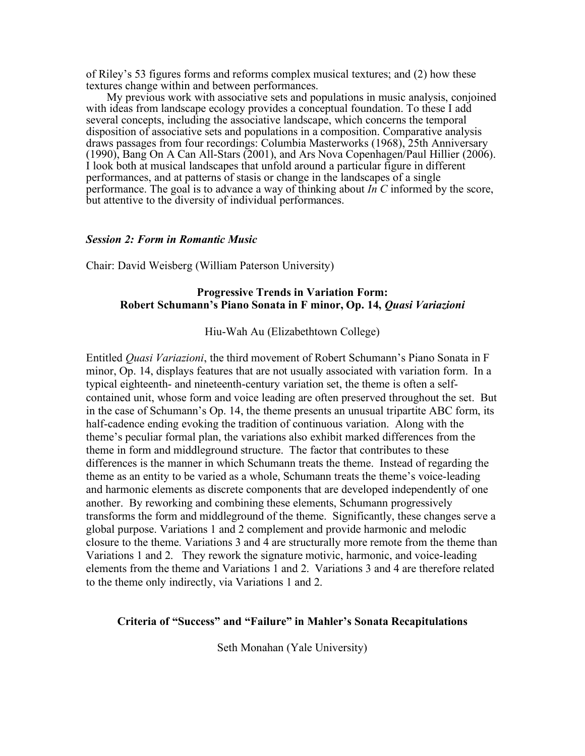of Riley's 53 figures forms and reforms complex musical textures; and (2) how these textures change within and between performances.

My previous work with associative sets and populations in music analysis, conjoined with ideas from landscape ecology provides a conceptual foundation. To these I add several concepts, including the associative landscape, which concerns the temporal disposition of associative sets and populations in a composition. Comparative analysis draws passages from four recordings: Columbia Masterworks (1968), 25th Anniversary (1990), Bang On A Can All-Stars (2001), and Ars Nova Copenhagen/Paul Hillier (2006). I look both at musical landscapes that unfold around a particular figure in different performances, and at patterns of stasis or change in the landscapes of a single performance. The goal is to advance a way of thinking about *In C* informed by the score, but attentive to the diversity of individual performances.

### *Session 2: Form in Romantic Music*

Chair: David Weisberg (William Paterson University)

#### Progressive Trends in Variation Form: Robert Schumann's Piano Sonata in F minor, Op. 14, *Quasi Variazioni*

Hiu-Wah Au (Elizabethtown College)

Entitled *Quasi Variazioni*, the third movement of Robert Schumann's Piano Sonata in F minor, Op. 14, displays features that are not usually associated with variation form. In a typical eighteenth- and nineteenth-century variation set, the theme is often a self-contained unit, whose form and voice leading are often preserved throughout the set. But in the case of Schumann's Op. 14, the theme presents an unusual tripartite ABC form, its half-cadence ending evoking the tradition of continuous variation. Along with the theme's peculiar formal plan, the variations also exhibit marked differences from the theme in form and middleground structure. The factor that contributes to these differences is the manner in which Schumann treats the theme. Instead of regarding the theme as an entity to be varied as a whole, Schumann treats the theme's voice-leading and harmonic elements as discrete components that are developed independently of one another. By reworking and combining these elements, Schumann progressively transforms the form and middleground of the theme. Significantly, these changes serve a global purpose. Variations 1 and 2 complement and provide harmonic and melodic closure to the theme. Variations 3 and 4 are structurally more remote from the theme than Variations 1 and 2. They rework the signature motivic, harmonic, and voice-leading elements from the theme and Variations 1 and 2. Variations 3 and 4 are therefore related to the theme only indirectly, via Variations 1 and 2.

#### Criteria of "Success" and "Failure" in Mahler's Sonata Recapitulations

Seth Monahan (Yale University)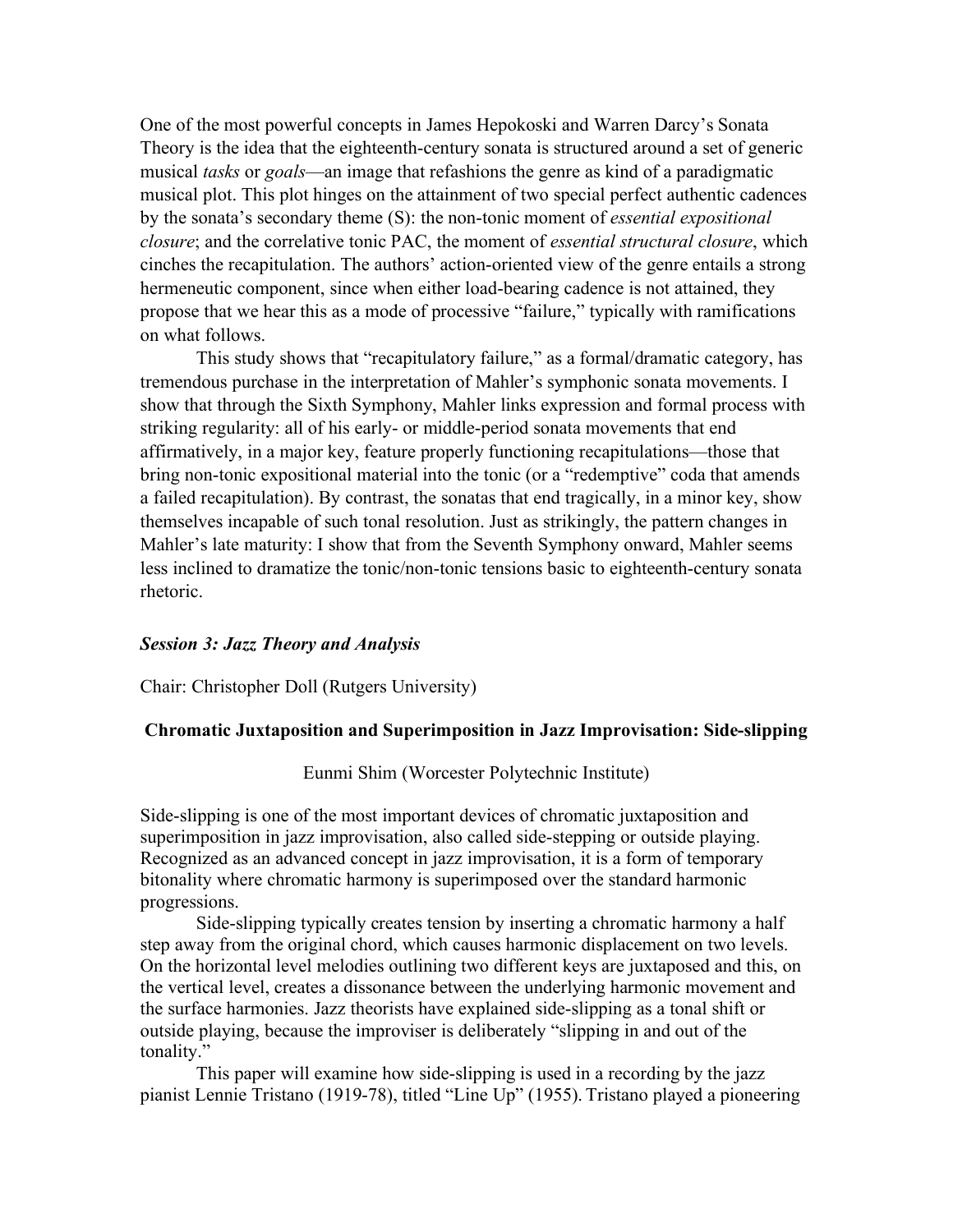One of the most powerful concepts in James Hepokoski and Warren Darcy's Sonata Theory is the idea that the eighteenth-century sonata is structured around a set of generic musical *tasks* or *goals*—an image that refashions the genre as kind of a paradigmatic musical plot. This plot hinges on the attainment of two special perfect authentic cadences by the sonata's secondary theme (S): the non-tonic moment of *essential expositional closure*; and the correlative tonic PAC, the moment of *essential structural closure*, which cinches the recapitulation. The authors' action-oriented view of the genre entails a strong hermeneutic component, since when either load-bearing cadence is not attained, they propose that we hear this as a mode of processive "failure," typically with ramifications on what follows.

This study shows that "recapitulatory failure," as a formal/dramatic category, has tremendous purchase in the interpretation of Mahler's symphonic sonata movements. I show that through the Sixth Symphony, Mahler links expression and formal process with striking regularity: all of his early- or middle-period sonata movements that end affirmatively, in a major key, feature properly functioning recapitulations—those that bring non-tonic expositional material into the tonic (or a "redemptive" coda that amends a failed recapitulation). By contrast, the sonatas that end tragically, in a minor key, show themselves incapable of such tonal resolution. Just as strikingly, the pattern changes in Mahler's late maturity: I show that from the Seventh Symphony onward, Mahler seems less inclined to dramatize the tonic/non-tonic tensions basic to eighteenth-century sonata rhetoric.

### *Session 3: Jazz Theory and Analysis*

Chair: Christopher Doll (Rutgers University)

#### Chromatic Juxtaposition and Superimposition in Jazz Improvisation: Side-slipping

Eunmi Shim (Worcester Polytechnic Institute)

Side-slipping is one of the most important devices of chromatic juxtaposition and superimposition in jazz improvisation, also called side-stepping or outside playing. Recognized as an advanced concept in jazz improvisation, it is a form of temporary bitonality where chromatic harmony is superimposed over the standard harmonic progressions.

Side-slipping typically creates tension by inserting a chromatic harmony a half step away from the original chord, which causes harmonic displacement on two levels. On the horizontal level melodies outlining two different keys are juxtaposed and this, on the vertical level, creates a dissonance between the underlying harmonic movement and the surface harmonies. Jazz theorists have explained side-slipping as a tonal shift or outside playing, because the improviser is deliberately "slipping in and out of the tonality."

This paper will examine how side-slipping is used in a recording by the jazz pianist Lennie Tristano (1919-78), titled "Line Up" (1955). Tristano played a pioneering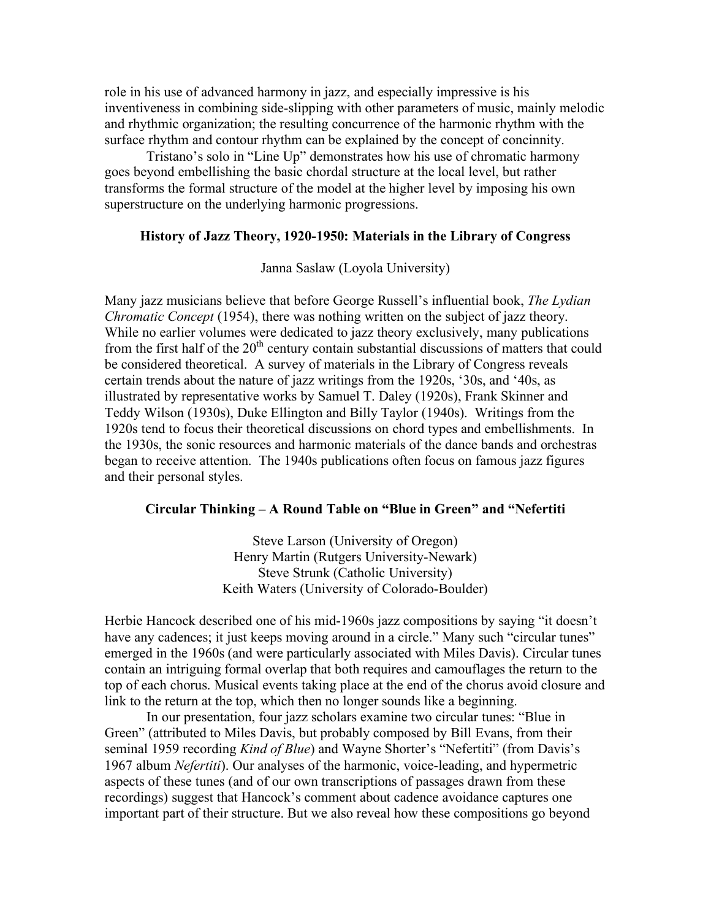role in his use of advanced harmony in jazz, and especially impressive is his inventiveness in combining side-slipping with other parameters of music, mainly melodic and rhythmic organization; the resulting concurrence of the harmonic rhythm with the surface rhythm and contour rhythm can be explained by the concept of concinnity.

Tristano's solo in "Line Up" demonstrates how his use of chromatic harmony goes beyond embellishing the basic chordal structure at the local level, but rather transforms the formal structure of the model at the higher level by imposing his own superstructure on the underlying harmonic progressions.

### History of Jazz Theory, 1920-1950: Materials in the Library of Congress

Janna Saslaw (Loyola University)

Many jazz musicians believe that before George Russell's influential book, *The Lydian Chromatic Concept* (1954), there was nothing written on the subject of jazz theory. While no earlier volumes were dedicated to jazz theory exclusively, many publications from the first half of the 20th century contain substantial discussions of matters that could be considered theoretical. A survey of materials in the Library of Congress reveals certain trends about the nature of jazz writings from the 1920s, '30s, and '40s, as illustrated by representative works by Samuel T. Daley (1920s), Frank Skinner and Teddy Wilson (1930s), Duke Ellington and Billy Taylor (1940s). Writings from the 1920s tend to focus their theoretical discussions on chord types and embellishments. In the 1930s, the sonic resources and harmonic materials of the dance bands and orchestras began to receive attention. The 1940s publications often focus on famous jazz figures and their personal styles.

### Circular Thinking – A Round Table on "Blue in Green" and "Nefertiti

Steve Larson (University of Oregon)
Henry Martin (Rutgers University-Newark)
Steve Strunk (Catholic University)
Keith Waters (University of Colorado-Boulder)

Herbie Hancock described one of his mid-1960s jazz compositions by saying "it doesn't have any cadences; it just keeps moving around in a circle." Many such "circular tunes" emerged in the 1960s (and were particularly associated with Miles Davis). Circular tunes contain an intriguing formal overlap that both requires and camouflages the return to the top of each chorus. Musical events taking place at the end of the chorus avoid closure and link to the return at the top, which then no longer sounds like a beginning.

In our presentation, four jazz scholars examine two circular tunes: "Blue in Green" (attributed to Miles Davis, but probably composed by Bill Evans, from their seminal 1959 recording *Kind of Blue*) and Wayne Shorter's "Nefertiti" (from Davis's 1967 album *Nefertiti*). Our analyses of the harmonic, voice-leading, and hypermetric aspects of these tunes (and of our own transcriptions of passages drawn from these recordings) suggest that Hancock's comment about cadence avoidance captures one important part of their structure. But we also reveal how these compositions go beyond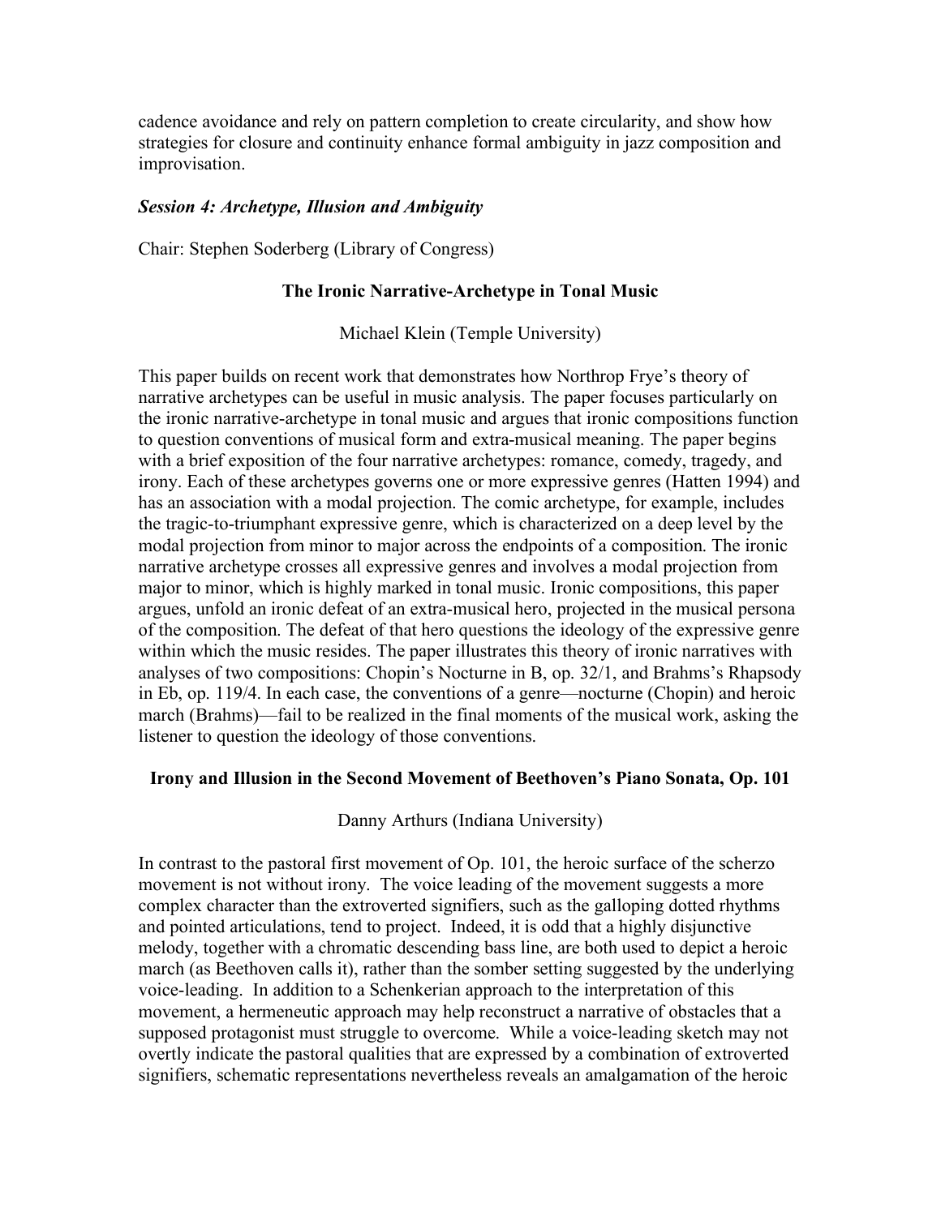cadence avoidance and rely on pattern completion to create circularity, and show how strategies for closure and continuity enhance formal ambiguity in jazz composition and improvisation.

### *Session 4: Archetype, Illusion and Ambiguity*

Chair: Stephen Soderberg (Library of Congress)

**The Ironic Narrative-Archetype in Tonal Music**

Michael Klein (Temple University)

This paper builds on recent work that demonstrates how Northrop Frye's theory of narrative archetypes can be useful in music analysis. The paper focuses particularly on the ironic narrative-archetype in tonal music and argues that ironic compositions function to question conventions of musical form and extra-musical meaning. The paper begins with a brief exposition of the four narrative archetypes: romance, comedy, tragedy, and irony. Each of these archetypes governs one or more expressive genres (Hatten 1994) and has an association with a modal projection. The comic archetype, for example, includes the tragic-to-triumphant expressive genre, which is characterized on a deep level by the modal projection from minor to major across the endpoints of a composition. The ironic narrative archetype crosses all expressive genres and involves a modal projection from major to minor, which is highly marked in tonal music. Ironic compositions, this paper argues, unfold an ironic defeat of an extra-musical hero, projected in the musical persona of the composition. The defeat of that hero questions the ideology of the expressive genre within which the music resides. The paper illustrates this theory of ironic narratives with analyses of two compositions: Chopin's Nocturne in B, op. 32/1, and Brahms's Rhapsody in Eb, op. 119/4. In each case, the conventions of a genre—nocturne (Chopin) and heroic march (Brahms)—fail to be realized in the final moments of the musical work, asking the listener to question the ideology of those conventions.

**Irony and Illusion in the Second Movement of Beethoven's Piano Sonata, Op. 101**

Danny Arthurs (Indiana University)

In contrast to the pastoral first movement of Op. 101, the heroic surface of the scherzo movement is not without irony. The voice leading of the movement suggests a more complex character than the extroverted signifiers, such as the galloping dotted rhythms and pointed articulations, tend to project. Indeed, it is odd that a highly disjunctive melody, together with a chromatic descending bass line, are both used to depict a heroic march (as Beethoven calls it), rather than the somber setting suggested by the underlying voice-leading. In addition to a Schenkerian approach to the interpretation of this movement, a hermeneutic approach may help reconstruct a narrative of obstacles that a supposed protagonist must struggle to overcome. While a voice-leading sketch may not overtly indicate the pastoral qualities that are expressed by a combination of extroverted signifiers, schematic representations nevertheless reveals an amalgamation of the heroic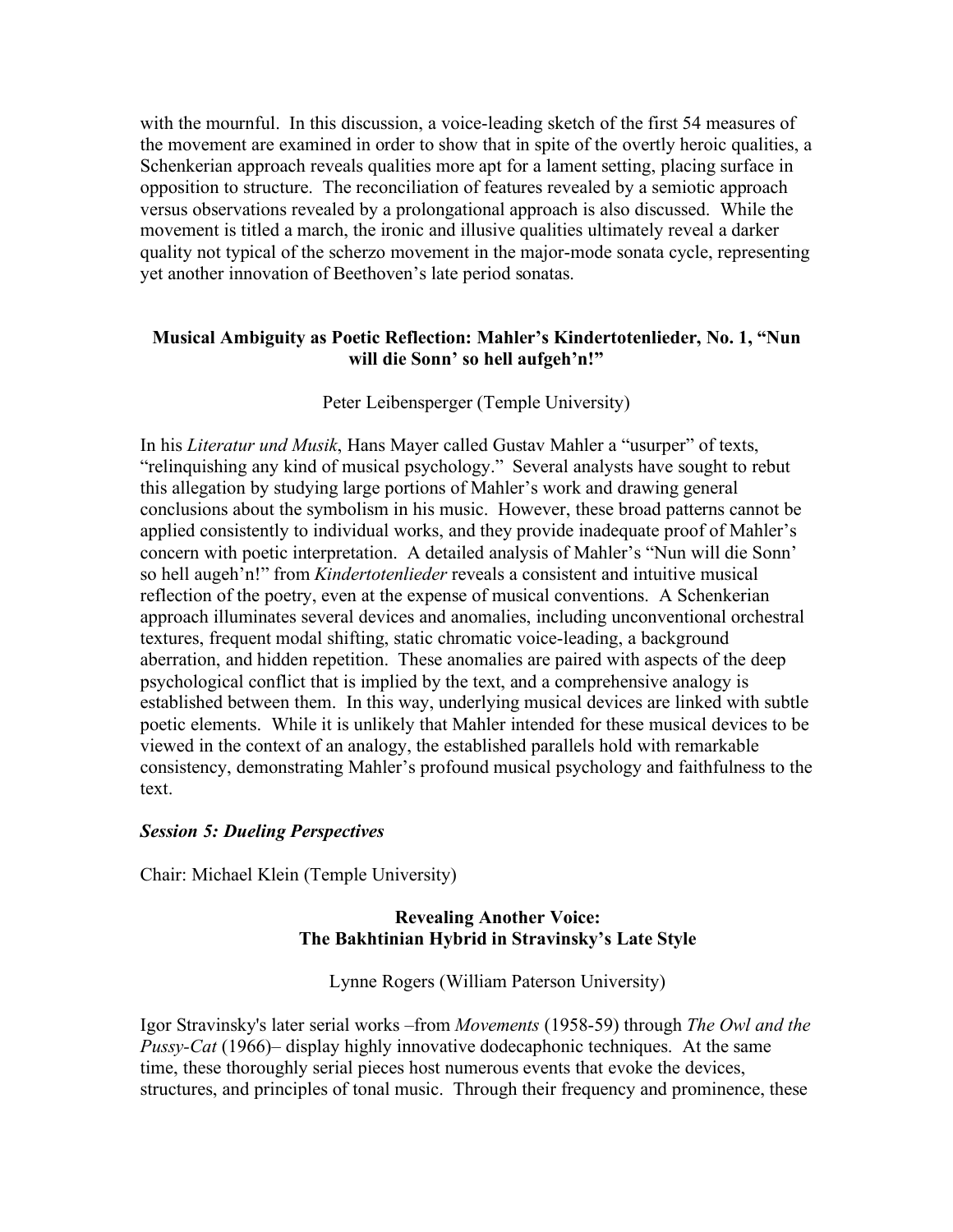with the mournful. In this discussion, a voice-leading sketch of the first 54 measures of the movement are examined in order to show that in spite of the overtly heroic qualities, a Schenkerian approach reveals qualities more apt for a lament setting, placing surface in opposition to structure. The reconciliation of features revealed by a semiotic approach versus observations revealed by a prolongational approach is also discussed. While the movement is titled a march, the ironic and illusive qualities ultimately reveal a darker quality not typical of the scherzo movement in the major-mode sonata cycle, representing yet another innovation of Beethoven's late period sonatas.

### Musical Ambiguity as Poetic Reflection: Mahler's Kindertotenlieder, No. 1, "Nun will die Sonn' so hell aufgeh'n!"

Peter Leibensperger (Temple University)

In his *Literatur und Musik*, Hans Mayer called Gustav Mahler a "usurper" of texts, "relinquishing any kind of musical psychology." Several analysts have sought to rebut this allegation by studying large portions of Mahler's work and drawing general conclusions about the symbolism in his music. However, these broad patterns cannot be applied consistently to individual works, and they provide inadequate proof of Mahler's concern with poetic interpretation. A detailed analysis of Mahler's "Nun will die Sonn' so hell augeh'n!" from *Kindertotenlieder* reveals a consistent and intuitive musical reflection of the poetry, even at the expense of musical conventions. A Schenkerian approach illuminates several devices and anomalies, including unconventional orchestral textures, frequent modal shifting, static chromatic voice-leading, a background aberration, and hidden repetition. These anomalies are paired with aspects of the deep psychological conflict that is implied by the text, and a comprehensive analogy is established between them. In this way, underlying musical devices are linked with subtle poetic elements. While it is unlikely that Mahler intended for these musical devices to be viewed in the context of an analogy, the established parallels hold with remarkable consistency, demonstrating Mahler's profound musical psychology and faithfulness to the text.

## *Session 5: Dueling Perspectives*

Chair: Michael Klein (Temple University)

### Revealing Another Voice: The Bakhtinian Hybrid in Stravinsky's Late Style

Lynne Rogers (William Paterson University)

Igor Stravinsky's later serial works –from *Movements* (1958-59) through *The Owl and the Pussy-Cat* (1966)– display highly innovative dodecaphonic techniques. At the same time, these thoroughly serial pieces host numerous events that evoke the devices, structures, and principles of tonal music. Through their frequency and prominence, these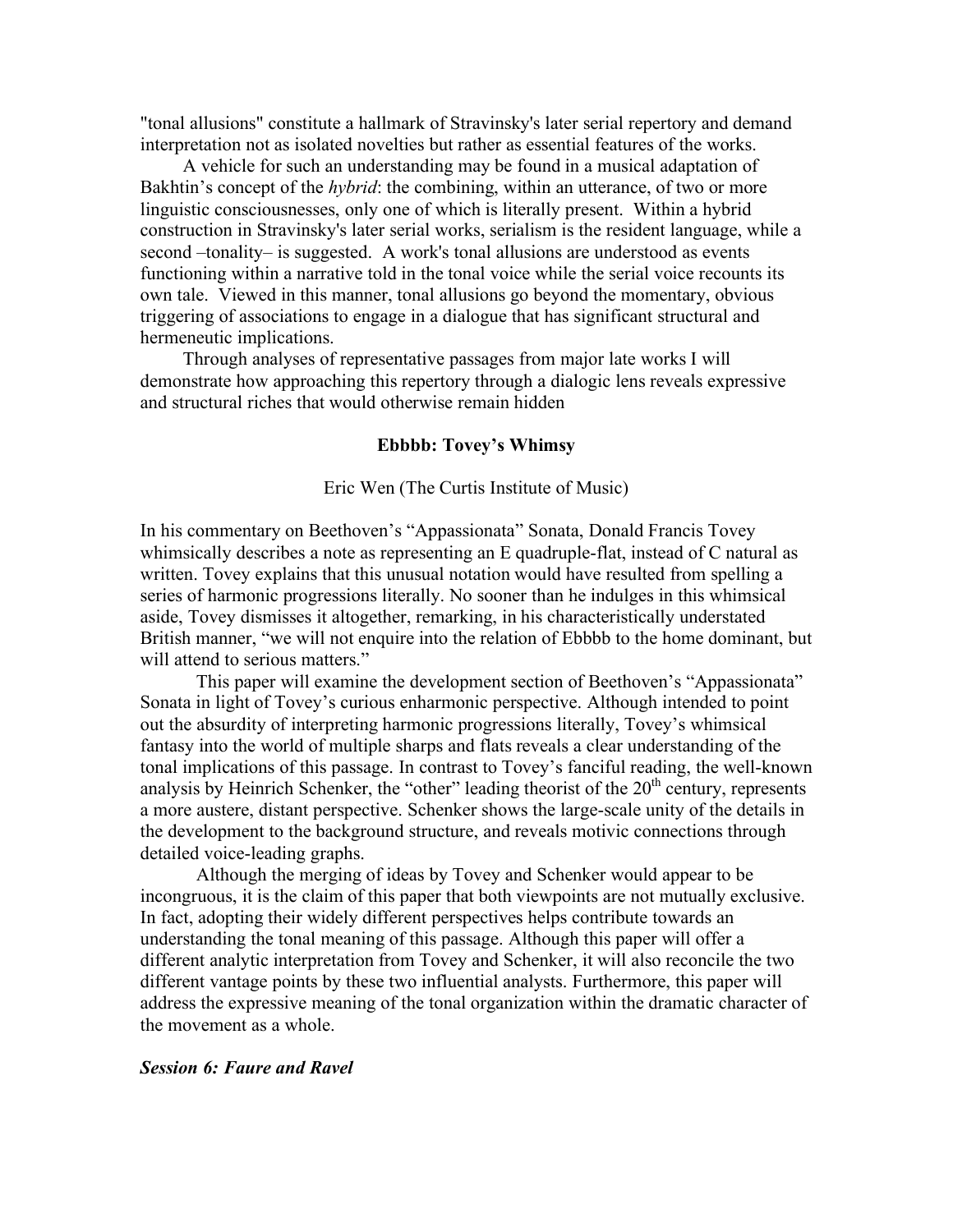"tonal allusions" constitute a hallmark of Stravinsky's later serial repertory and demand interpretation not as isolated novelties but rather as essential features of the works.

A vehicle for such an understanding may be found in a musical adaptation of Bakhtin's concept of the *hybrid*: the combining, within an utterance, of two or more linguistic consciousnesses, only one of which is literally present. Within a hybrid construction in Stravinsky's later serial works, serialism is the resident language, while a second –tonality– is suggested. A work's tonal allusions are understood as events functioning within a narrative told in the tonal voice while the serial voice recounts its own tale. Viewed in this manner, tonal allusions go beyond the momentary, obvious triggering of associations to engage in a dialogue that has significant structural and hermeneutic implications.

Through analyses of representative passages from major late works I will demonstrate how approaching this repertory through a dialogic lens reveals expressive and structural riches that would otherwise remain hidden

### Ebbbb: Tovey's Whimsy

Eric Wen (The Curtis Institute of Music)

In his commentary on Beethoven's "Appassionata" Sonata, Donald Francis Tovey whimsically describes a note as representing an E quadruple-flat, instead of C natural as written. Tovey explains that this unusual notation would have resulted from spelling a series of harmonic progressions literally. No sooner than he indulges in this whimsical aside, Tovey dismisses it altogether, remarking, in his characteristically understated British manner, "we will not enquire into the relation of Ebbbb to the home dominant, but will attend to serious matters."

This paper will examine the development section of Beethoven's "Appassionata" Sonata in light of Tovey's curious enharmonic perspective. Although intended to point out the absurdity of interpreting harmonic progressions literally, Tovey's whimsical fantasy into the world of multiple sharps and flats reveals a clear understanding of the tonal implications of this passage. In contrast to Tovey's fanciful reading, the well-known analysis by Heinrich Schenker, the "other" leading theorist of the 20th century, represents a more austere, distant perspective. Schenker shows the large-scale unity of the details in the development to the background structure, and reveals motivic connections through detailed voice-leading graphs.

Although the merging of ideas by Tovey and Schenker would appear to be incongruous, it is the claim of this paper that both viewpoints are not mutually exclusive. In fact, adopting their widely different perspectives helps contribute towards an understanding the tonal meaning of this passage. Although this paper will offer a different analytic interpretation from Tovey and Schenker, it will also reconcile the two different vantage points by these two influential analysts. Furthermore, this paper will address the expressive meaning of the tonal organization within the dramatic character of the movement as a whole.

## *Session 6: Faure and Ravel*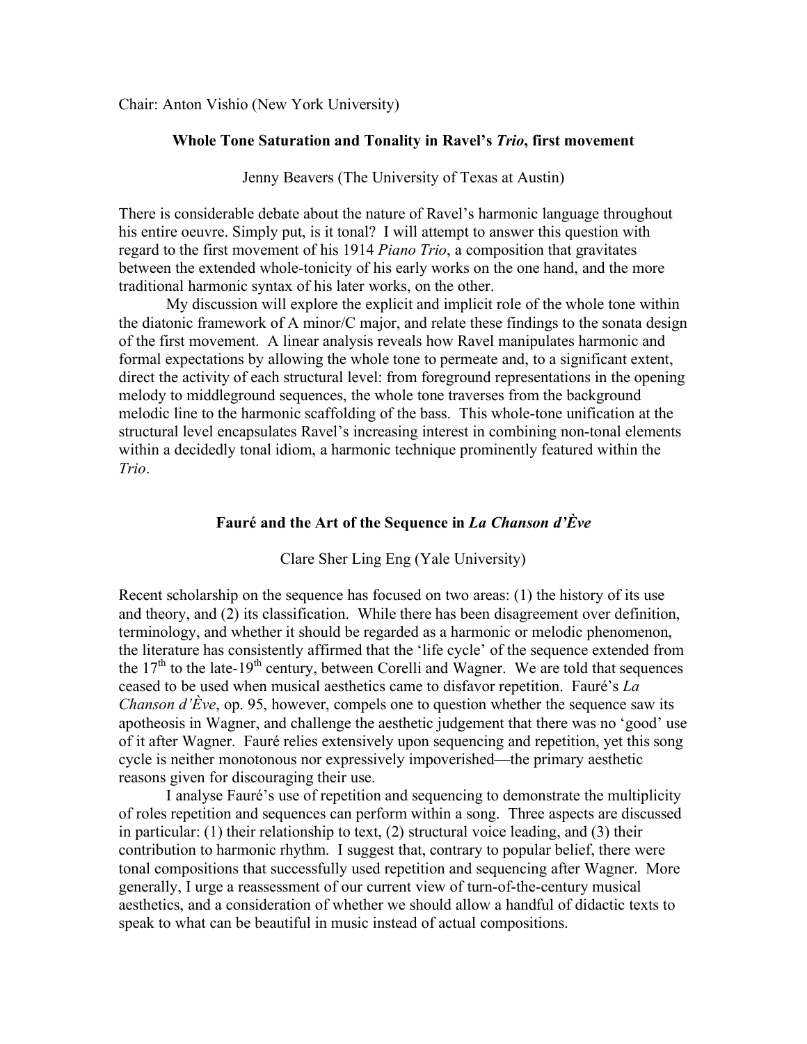Chair: Anton Vishio (New York University)

### Whole Tone Saturation and Tonality in Ravel's *Trio*, first movement

Jenny Beavers (The University of Texas at Austin)

There is considerable debate about the nature of Ravel's harmonic language throughout his entire oeuvre. Simply put, is it tonal? I will attempt to answer this question with regard to the first movement of his 1914 *Piano Trio*, a composition that gravitates between the extended whole-tonicity of his early works on the one hand, and the more traditional harmonic syntax of his later works, on the other.

My discussion will explore the explicit and implicit role of the whole tone within the diatonic framework of A minor/C major, and relate these findings to the sonata design of the first movement. A linear analysis reveals how Ravel manipulates harmonic and formal expectations by allowing the whole tone to permeate and, to a significant extent, direct the activity of each structural level: from foreground representations in the opening melody to middleground sequences, the whole tone traverses from the background melodic line to the harmonic scaffolding of the bass. This whole-tone unification at the structural level encapsulates Ravel's increasing interest in combining non-tonal elements within a decidedly tonal idiom, a harmonic technique prominently featured within the *Trio*.

### Fauré and the Art of the Sequence in *La Chanson d'Ève*

Clare Sher Ling Eng (Yale University)

Recent scholarship on the sequence has focused on two areas: (1) the history of its use and theory, and (2) its classification. While there has been disagreement over definition, terminology, and whether it should be regarded as a harmonic or melodic phenomenon, the literature has consistently affirmed that the 'life cycle' of the sequence extended from the 17th to the late-19th century, between Corelli and Wagner. We are told that sequences ceased to be used when musical aesthetics came to disfavor repetition. Fauré's *La Chanson d'Ève*, op. 95, however, compels one to question whether the sequence saw its apotheosis in Wagner, and challenge the aesthetic judgement that there was no 'good' use of it after Wagner. Fauré relies extensively upon sequencing and repetition, yet this song cycle is neither monotonous nor expressively impoverished—the primary aesthetic reasons given for discouraging their use.

I analyse Fauré's use of repetition and sequencing to demonstrate the multiplicity of roles repetition and sequences can perform within a song. Three aspects are discussed in particular: (1) their relationship to text, (2) structural voice leading, and (3) their contribution to harmonic rhythm. I suggest that, contrary to popular belief, there were tonal compositions that successfully used repetition and sequencing after Wagner. More generally, I urge a reassessment of our current view of turn-of-the-century musical aesthetics, and a consideration of whether we should allow a handful of didactic texts to speak to what can be beautiful in music instead of actual compositions.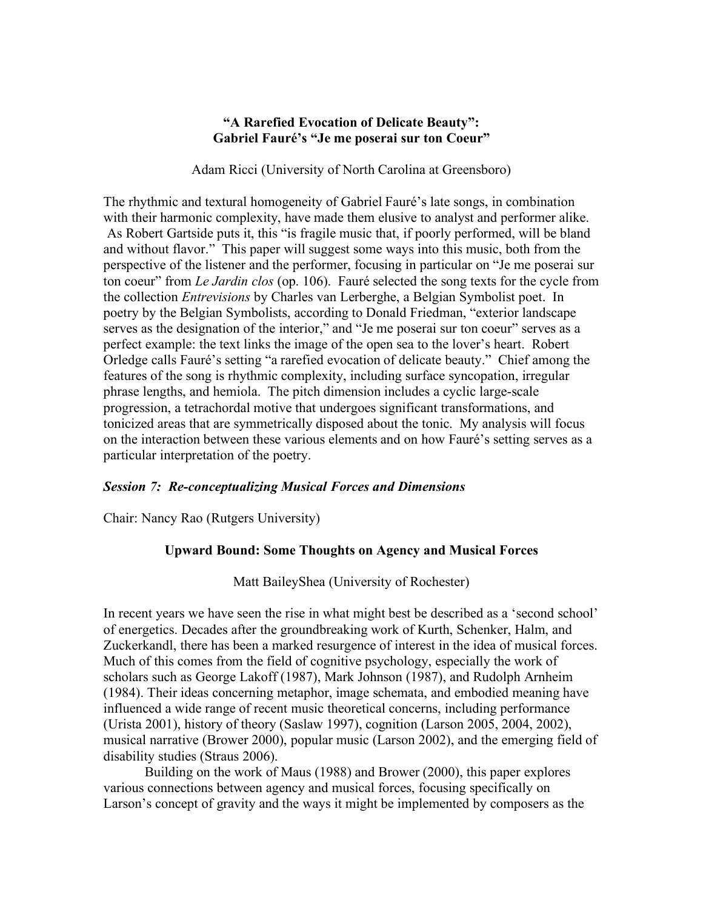### "A Rarefied Evocation of Delicate Beauty": Gabriel Fauré's "Je me poserai sur ton Coeur"

Adam Ricci (University of North Carolina at Greensboro)

The rhythmic and textural homogeneity of Gabriel Fauré's late songs, in combination with their harmonic complexity, have made them elusive to analyst and performer alike. As Robert Gartside puts it, this "is fragile music that, if poorly performed, will be bland and without flavor." This paper will suggest some ways into this music, both from the perspective of the listener and the performer, focusing in particular on "Je me poserai sur ton coeur" from *Le Jardin clos* (op. 106). Fauré selected the song texts for the cycle from the collection *Entrevisions* by Charles van Lerberghe, a Belgian Symbolist poet. In poetry by the Belgian Symbolists, according to Donald Friedman, "exterior landscape serves as the designation of the interior," and "Je me poserai sur ton coeur" serves as a perfect example: the text links the image of the open sea to the lover's heart. Robert Orledge calls Fauré's setting "a rarefied evocation of delicate beauty." Chief among the features of the song is rhythmic complexity, including surface syncopation, irregular phrase lengths, and hemiola. The pitch dimension includes a cyclic large-scale progression, a tetrachordal motive that undergoes significant transformations, and tonicized areas that are symmetrically disposed about the tonic. My analysis will focus on the interaction between these various elements and on how Fauré's setting serves as a particular interpretation of the poetry.

## *Session 7: Re-conceptualizing Musical Forces and Dimensions*

Chair: Nancy Rao (Rutgers University)

### Upward Bound: Some Thoughts on Agency and Musical Forces

Matt BaileyShea (University of Rochester)

In recent years we have seen the rise in what might best be described as a 'second school' of energetics. Decades after the groundbreaking work of Kurth, Schenker, Halm, and Zuckerkandl, there has been a marked resurgence of interest in the idea of musical forces. Much of this comes from the field of cognitive psychology, especially the work of scholars such as George Lakoff (1987), Mark Johnson (1987), and Rudolph Arnheim (1984). Their ideas concerning metaphor, image schemata, and embodied meaning have influenced a wide range of recent music theoretical concerns, including performance (Urista 2001), history of theory (Saslaw 1997), cognition (Larson 2005, 2004, 2002), musical narrative (Brower 2000), popular music (Larson 2002), and the emerging field of disability studies (Straus 2006).

Building on the work of Maus (1988) and Brower (2000), this paper explores various connections between agency and musical forces, focusing specifically on Larson's concept of gravity and the ways it might be implemented by composers as the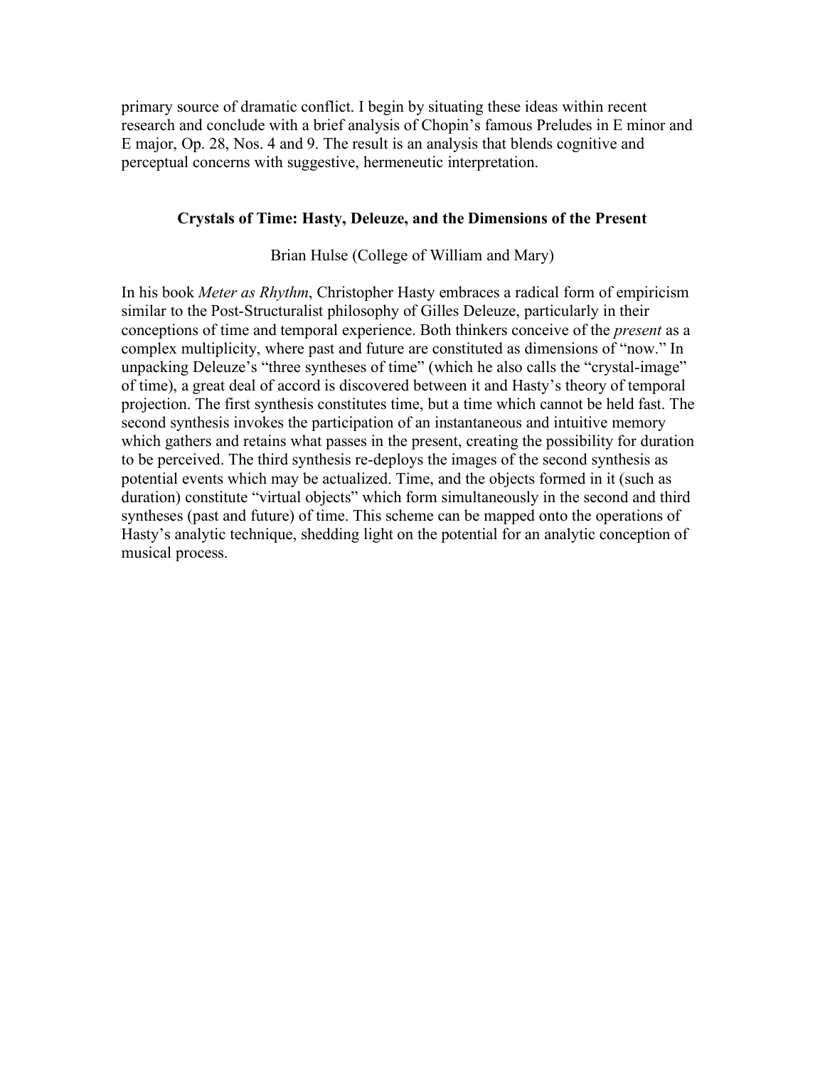primary source of dramatic conflict. I begin by situating these ideas within recent research and conclude with a brief analysis of Chopin's famous Preludes in E minor and E major, Op. 28, Nos. 4 and 9. The result is an analysis that blends cognitive and perceptual concerns with suggestive, hermeneutic interpretation.

## Crystals of Time: Hasty, Deleuze, and the Dimensions of the Present

Brian Hulse (College of William and Mary)

In his book *Meter as Rhythm*, Christopher Hasty embraces a radical form of empiricism similar to the Post-Structuralist philosophy of Gilles Deleuze, particularly in their conceptions of time and temporal experience. Both thinkers conceive of the *present* as a complex multiplicity, where past and future are constituted as dimensions of "now." In unpacking Deleuze's "three syntheses of time" (which he also calls the "crystal-image" of time), a great deal of accord is discovered between it and Hasty's theory of temporal projection. The first synthesis constitutes time, but a time which cannot be held fast. The second synthesis invokes the participation of an instantaneous and intuitive memory which gathers and retains what passes in the present, creating the possibility for duration to be perceived. The third synthesis re-deploys the images of the second synthesis as potential events which may be actualized. Time, and the objects formed in it (such as duration) constitute "virtual objects" which form simultaneously in the second and third syntheses (past and future) of time. This scheme can be mapped onto the operations of Hasty's analytic technique, shedding light on the potential for an analytic conception of musical process.